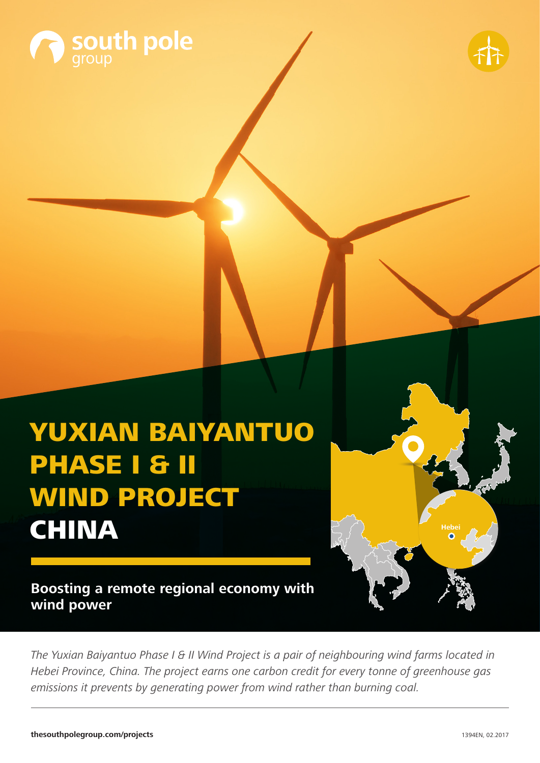# YUXIAN BAIYANTUO PHASE I & II WIND PROJECT CHINA

**Boosting a remote regional economy with wind power**

*The Yuxian Baiyantuo Phase I & II Wind Project is a pair of neighbouring wind farms located in Hebei Province, China. The project earns one carbon credit for every tonne of greenhouse gas emissions it prevents by generating power from wind rather than burning coal.*

**thesouthpolegroup.com/projects**

1394EN, 02.2017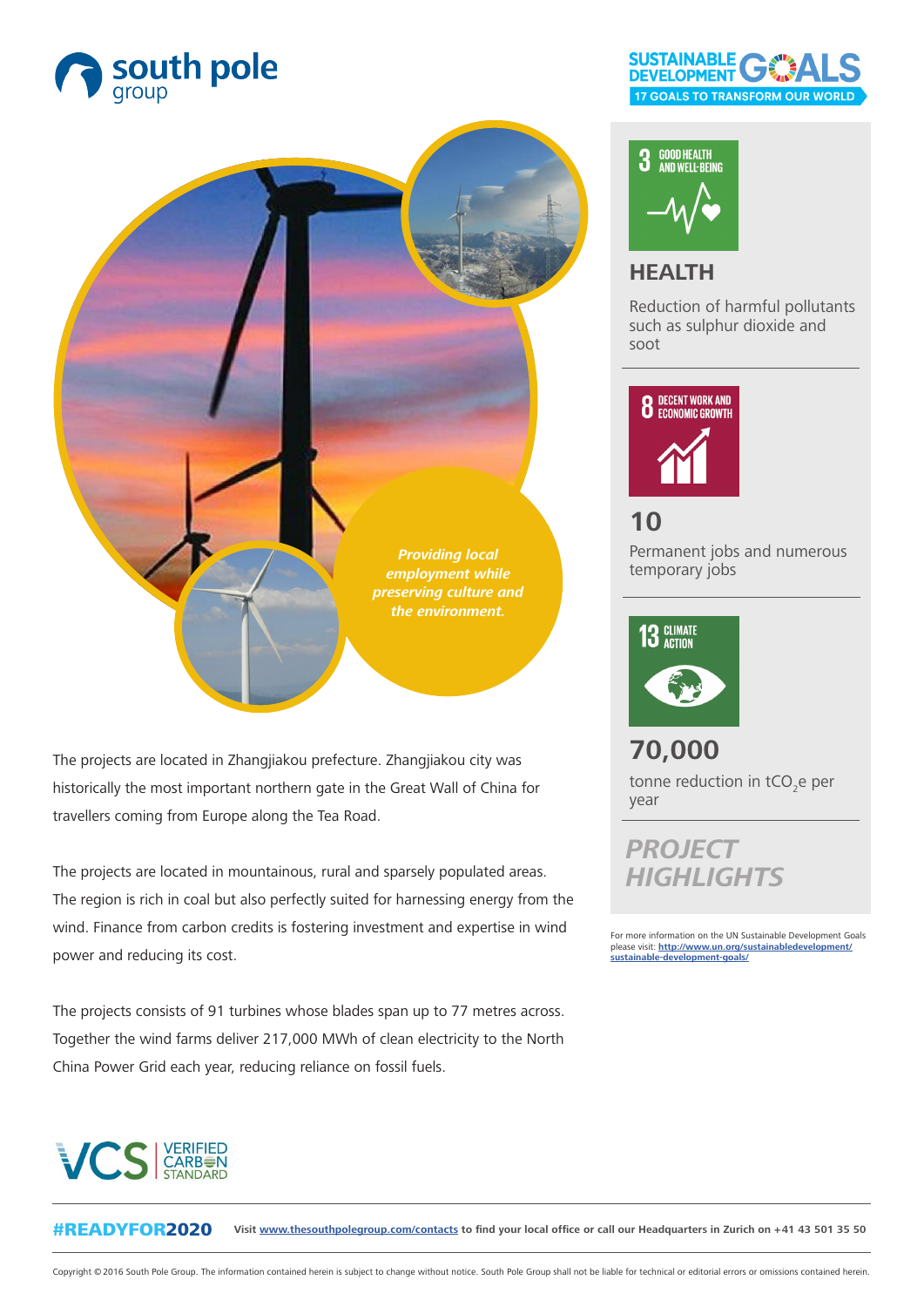south pole group

SUSTAINABLE DEVELOPMENT GOALS
17 GOALS TO TRANSFORM OUR WORLD

*Providing local employment while preserving culture and the environment.*

The projects are located in Zhangjiakou prefecture. Zhangjiakou city was historically the most important northern gate in the Great Wall of China for travellers coming from Europe along the Tea Road.

The projects are located in mountainous, rural and sparsely populated areas. The region is rich in coal but also perfectly suited for harnessing energy from the wind. Finance from carbon credits is fostering investment and expertise in wind power and reducing its cost.

The projects consists of 91 turbines whose blades span up to 77 metres across. Together the wind farms deliver 217,000 MWh of clean electricity to the North China Power Grid each year, reducing reliance on fossil fuels.

3 GOOD HEALTH AND WELL-BEING

## HEALTH

Reduction of harmful pollutants such as sulphur dioxide and soot

8 DECENT WORK AND ECONOMIC GROWTH

## 10

Permanent jobs and numerous temporary jobs

13 CLIMATE ACTION

## 70,000

tonne reduction in $tCO_2e$ per year

## *PROJECT HIGHLIGHTS*

For more information on the UN Sustainable Development Goals please visit: **http://www.un.org/sustainabledevelopment/sustainable-development-goals/**

VCS VERIFIED CARBON STANDARD

**#READYFOR2020** **Visit www.thesouthpolegroup.com/contacts to find your local office or call our Headquarters in Zurich on +41 43 501 35 50**

Copyright © 2016 South Pole Group. The information contained herein is subject to change without notice. South Pole Group shall not be liable for technical or editorial errors or omissions contained herein.